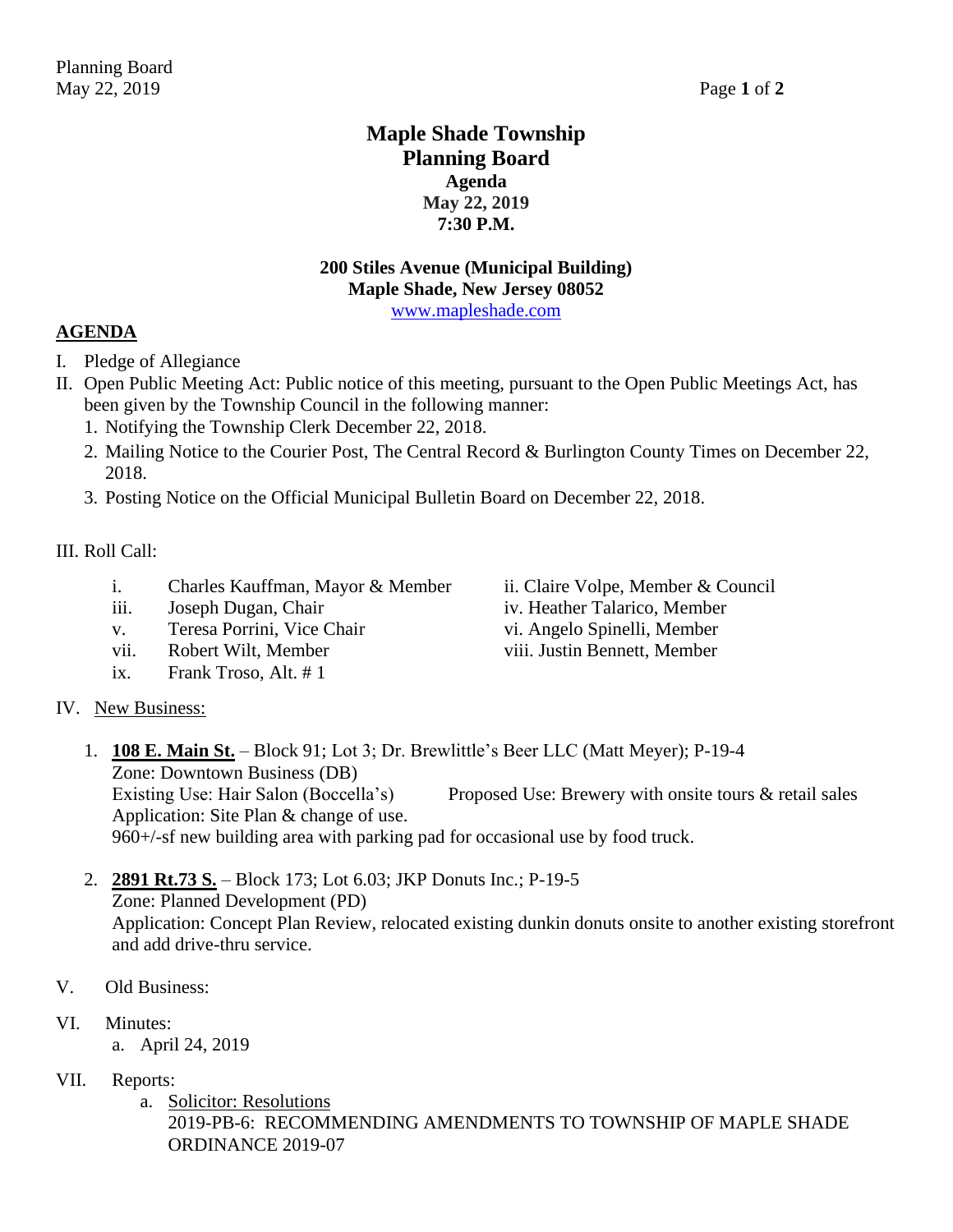# Maple Shade Township
# Planning Board
## Agenda
## May 22, 2019
## 7:30 P.M.

**200 Stiles Avenue (Municipal Building)**
**Maple Shade, New Jersey 08052**
www.mapleshade.com

## AGENDA

I. Pledge of Allegiance

II. Open Public Meeting Act: Public notice of this meeting, pursuant to the Open Public Meetings Act, has been given by the Township Council in the following manner:
   1. Notifying the Township Clerk December 22, 2018.
   2. Mailing Notice to the Courier Post, The Central Record & Burlington County Times on December 22, 2018.
   3. Posting Notice on the Official Municipal Bulletin Board on December 22, 2018.

III. Roll Call:

- i. Charles Kauffman, Mayor & Member
- ii. Claire Volpe, Member & Council
- iii. Joseph Dugan, Chair
- iv. Heather Talarico, Member
- v. Teresa Porrini, Vice Chair
- vi. Angelo Spinelli, Member
- vii. Robert Wilt, Member
- viii. Justin Bennett, Member
- ix. Frank Troso, Alt. # 1

IV. New Business:

1. **108 E. Main St.** – Block 91; Lot 3; Dr. Brewlittle's Beer LLC (Matt Meyer); P-19-4
   Zone: Downtown Business (DB)
   Existing Use: Hair Salon (Boccella's) Proposed Use: Brewery with onsite tours & retail sales
   Application: Site Plan & change of use.
   960+/-sf new building area with parking pad for occasional use by food truck.

2. **2891 Rt.73 S.** – Block 173; Lot 6.03; JKP Donuts Inc.; P-19-5
   Zone: Planned Development (PD)
   Application: Concept Plan Review, relocated existing dunkin donuts onsite to another existing storefront and add drive-thru service.

V. Old Business:

VI. Minutes:
   a. April 24, 2019

VII. Reports:
   a. Solicitor: Resolutions
      2019-PB-6: RECOMMENDING AMENDMENTS TO TOWNSHIP OF MAPLE SHADE ORDINANCE 2019-07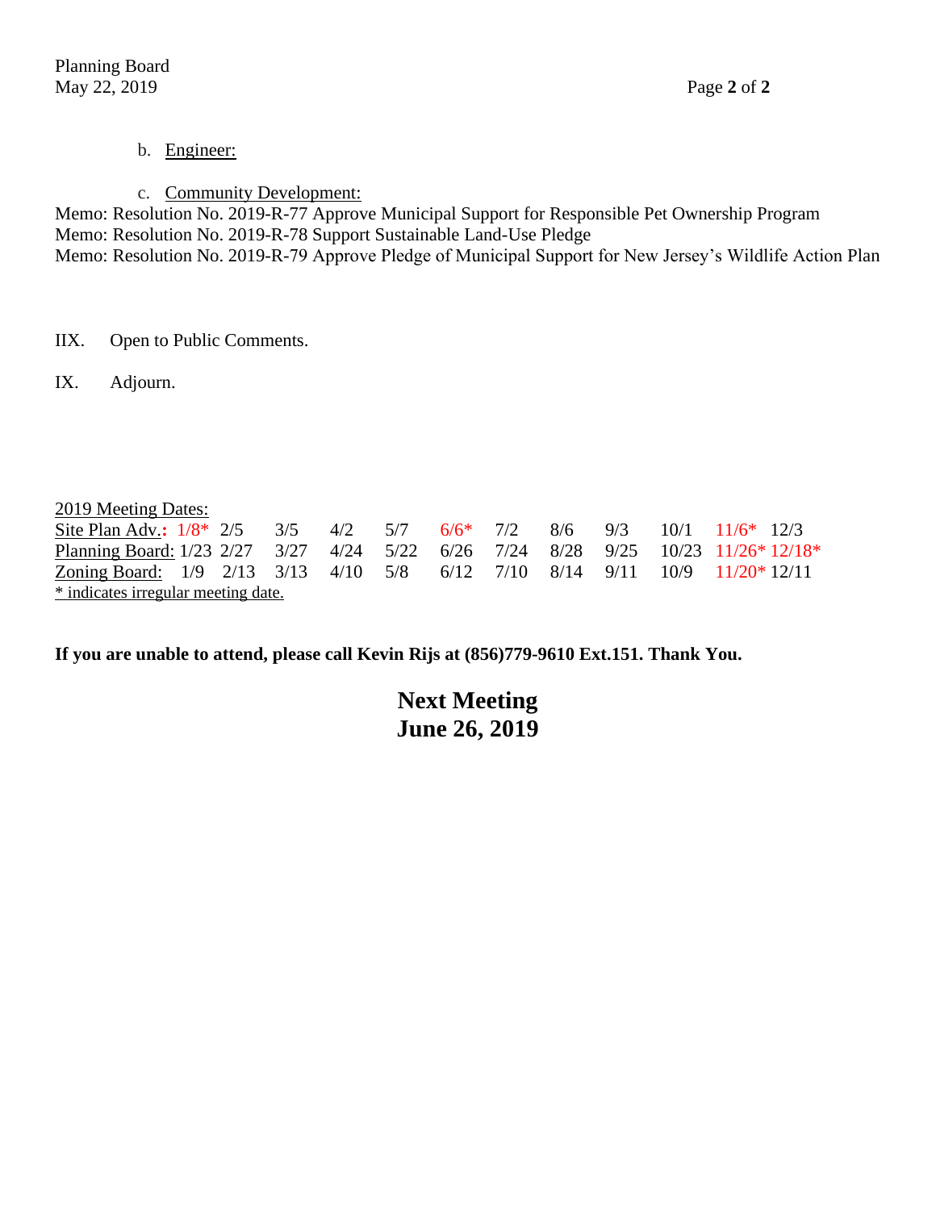b. Engineer:

c. Community Development:

Memo: Resolution No. 2019-R-77 Approve Municipal Support for Responsible Pet Ownership Program
Memo: Resolution No. 2019-R-78 Support Sustainable Land-Use Pledge
Memo: Resolution No. 2019-R-79 Approve Pledge of Municipal Support for New Jersey's Wildlife Action Plan

IIX. Open to Public Comments.

IX. Adjourn.

2019 Meeting Dates:

| | | | | | | | | | | | | |
|---|---|---|---|---|---|---|---|---|---|---|---|---|
| Site Plan Adv.: | 1/8* | 2/5 | 3/5 | 4/2 | 5/7 | 6/6* | 7/2 | 8/6 | 9/3 | 10/1 | 11/6* | 12/3 |
| Planning Board: | 1/23 | 2/27 | 3/27 | 4/24 | 5/22 | 6/26 | 7/24 | 8/28 | 9/25 | 10/23 | 11/26* | 12/18* |
| Zoning Board: | 1/9 | 2/13 | 3/13 | 4/10 | 5/8 | 6/12 | 7/10 | 8/14 | 9/11 | 10/9 | 11/20* | 12/11 |

\* indicates irregular meeting date.

**If you are unable to attend, please call Kevin Rijs at (856)779-9610 Ext.151. Thank You.**

**Next Meeting**
**June 26, 2019**